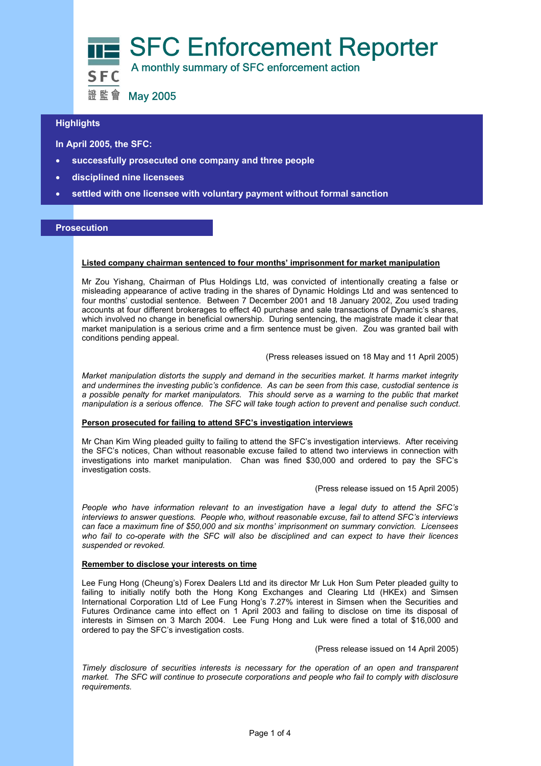# SFC Enforcement Reporter

A monthly summary of SFC enforcement action

SFC 證監會

May 2005

## Highlights

**In April 2005, the SFC:**

- **successfully prosecuted one company and three people**
- **disciplined nine licensees**
- **settled with one licensee with voluntary payment without formal sanction**

## Prosecution

### Listed company chairman sentenced to four months' imprisonment for market manipulation

Mr Zou Yishang, Chairman of Plus Holdings Ltd, was convicted of intentionally creating a false or misleading appearance of active trading in the shares of Dynamic Holdings Ltd and was sentenced to four months' custodial sentence. Between 7 December 2001 and 18 January 2002, Zou used trading accounts at four different brokerages to effect 40 purchase and sale transactions of Dynamic's shares, which involved no change in beneficial ownership. During sentencing, the magistrate made it clear that market manipulation is a serious crime and a firm sentence must be given. Zou was granted bail with conditions pending appeal.

(Press releases issued on 18 May and 11 April 2005)

*Market manipulation distorts the supply and demand in the securities market. It harms market integrity and undermines the investing public's confidence. As can be seen from this case, custodial sentence is a possible penalty for market manipulators. This should serve as a warning to the public that market manipulation is a serious offence. The SFC will take tough action to prevent and penalise such conduct.*

### Person prosecuted for failing to attend SFC's investigation interviews

Mr Chan Kim Wing pleaded guilty to failing to attend the SFC's investigation interviews. After receiving the SFC's notices, Chan without reasonable excuse failed to attend two interviews in connection with investigations into market manipulation. Chan was fined $30,000 and ordered to pay the SFC's investigation costs.

(Press release issued on 15 April 2005)

*People who have information relevant to an investigation have a legal duty to attend the SFC's interviews to answer questions. People who, without reasonable excuse, fail to attend SFC's interviews can face a maximum fine of $50,000 and six months' imprisonment on summary conviction. Licensees who fail to co-operate with the SFC will also be disciplined and can expect to have their licences suspended or revoked.*

### Remember to disclose your interests on time

Lee Fung Hong (Cheung's) Forex Dealers Ltd and its director Mr Luk Hon Sum Peter pleaded guilty to failing to initially notify both the Hong Kong Exchanges and Clearing Ltd (HKEx) and Simsen International Corporation Ltd of Lee Fung Hong's 7.27% interest in Simsen when the Securities and Futures Ordinance came into effect on 1 April 2003 and failing to disclose on time its disposal of interests in Simsen on 3 March 2004. Lee Fung Hong and Luk were fined a total of $16,000 and ordered to pay the SFC's investigation costs.

(Press release issued on 14 April 2005)

*Timely disclosure of securities interests is necessary for the operation of an open and transparent market. The SFC will continue to prosecute corporations and people who fail to comply with disclosure requirements.*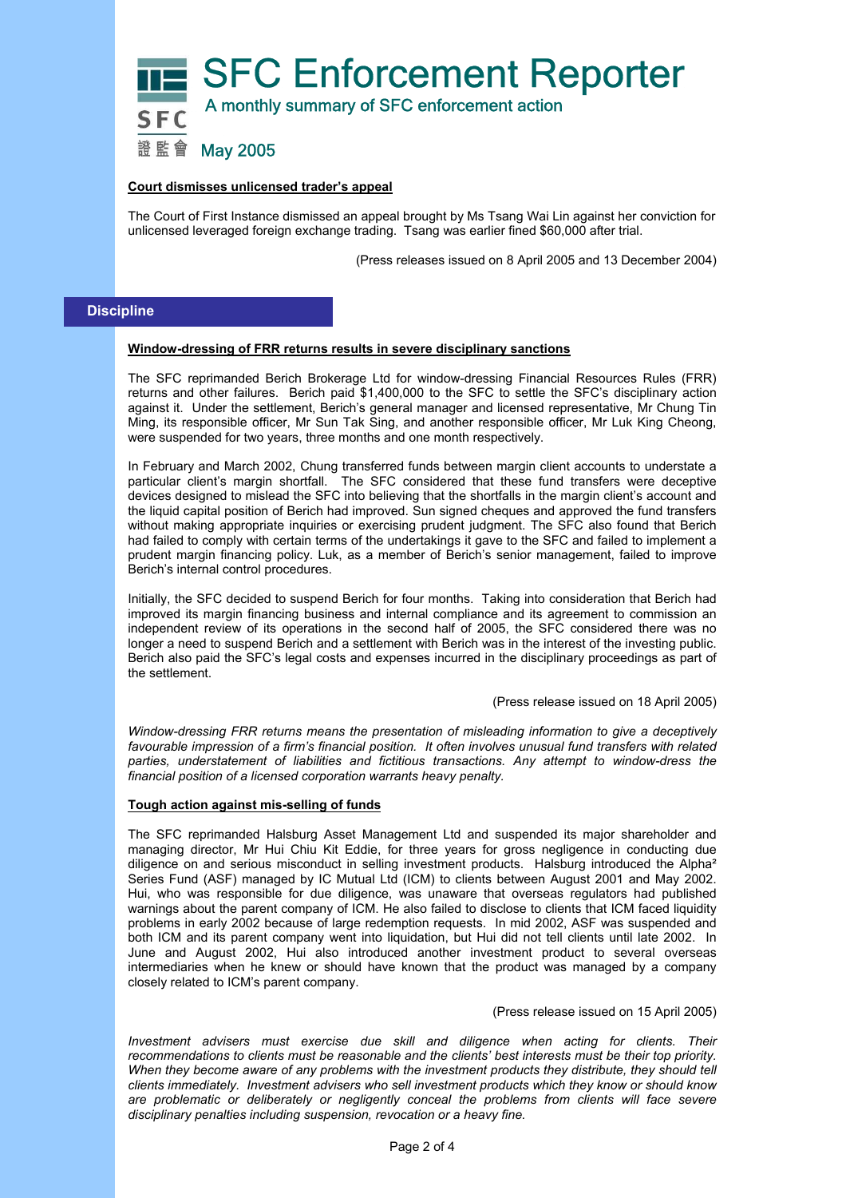**Court dismisses unlicensed trader's appeal**

The Court of First Instance dismissed an appeal brought by Ms Tsang Wai Lin against her conviction for unlicensed leveraged foreign exchange trading. Tsang was earlier fined $60,000 after trial.

(Press releases issued on 8 April 2005 and 13 December 2004)

## Discipline

**Window-dressing of FRR returns results in severe disciplinary sanctions**

The SFC reprimanded Berich Brokerage Ltd for window-dressing Financial Resources Rules (FRR) returns and other failures. Berich paid $1,400,000 to the SFC to settle the SFC's disciplinary action against it. Under the settlement, Berich's general manager and licensed representative, Mr Chung Tin Ming, its responsible officer, Mr Sun Tak Sing, and another responsible officer, Mr Luk King Cheong, were suspended for two years, three months and one month respectively.

In February and March 2002, Chung transferred funds between margin client accounts to understate a particular client's margin shortfall. The SFC considered that these fund transfers were deceptive devices designed to mislead the SFC into believing that the shortfalls in the margin client's account and the liquid capital position of Berich had improved. Sun signed cheques and approved the fund transfers without making appropriate inquiries or exercising prudent judgment. The SFC also found that Berich had failed to comply with certain terms of the undertakings it gave to the SFC and failed to implement a prudent margin financing policy. Luk, as a member of Berich's senior management, failed to improve Berich's internal control procedures.

Initially, the SFC decided to suspend Berich for four months. Taking into consideration that Berich had improved its margin financing business and internal compliance and its agreement to commission an independent review of its operations in the second half of 2005, the SFC considered there was no longer a need to suspend Berich and a settlement with Berich was in the interest of the investing public. Berich also paid the SFC's legal costs and expenses incurred in the disciplinary proceedings as part of the settlement.

(Press release issued on 18 April 2005)

*Window-dressing FRR returns means the presentation of misleading information to give a deceptively favourable impression of a firm's financial position. It often involves unusual fund transfers with related parties, understatement of liabilities and fictitious transactions. Any attempt to window-dress the financial position of a licensed corporation warrants heavy penalty.*

**Tough action against mis-selling of funds**

The SFC reprimanded Halsburg Asset Management Ltd and suspended its major shareholder and managing director, Mr Hui Chiu Kit Eddie, for three years for gross negligence in conducting due diligence on and serious misconduct in selling investment products. Halsburg introduced the Alpha² Series Fund (ASF) managed by IC Mutual Ltd (ICM) to clients between August 2001 and May 2002. Hui, who was responsible for due diligence, was unaware that overseas regulators had published warnings about the parent company of ICM. He also failed to disclose to clients that ICM faced liquidity problems in early 2002 because of large redemption requests. In mid 2002, ASF was suspended and both ICM and its parent company went into liquidation, but Hui did not tell clients until late 2002. In June and August 2002, Hui also introduced another investment product to several overseas intermediaries when he knew or should have known that the product was managed by a company closely related to ICM's parent company.

(Press release issued on 15 April 2005)

*Investment advisers must exercise due skill and diligence when acting for clients. Their recommendations to clients must be reasonable and the clients' best interests must be their top priority. When they become aware of any problems with the investment products they distribute, they should tell clients immediately. Investment advisers who sell investment products which they know or should know are problematic or deliberately or negligently conceal the problems from clients will face severe disciplinary penalties including suspension, revocation or a heavy fine.*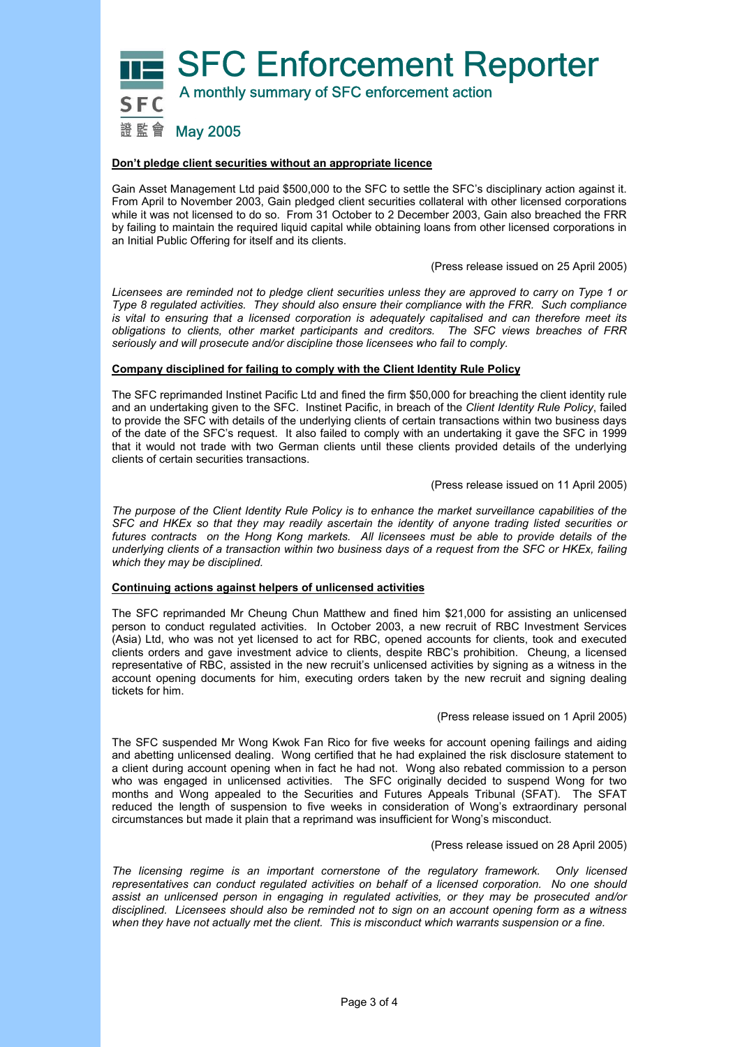# SFC Enforcement Reporter

A monthly summary of SFC enforcement action

May 2005

### Don't pledge client securities without an appropriate licence

Gain Asset Management Ltd paid $500,000 to the SFC to settle the SFC's disciplinary action against it. From April to November 2003, Gain pledged client securities collateral with other licensed corporations while it was not licensed to do so. From 31 October to 2 December 2003, Gain also breached the FRR by failing to maintain the required liquid capital while obtaining loans from other licensed corporations in an Initial Public Offering for itself and its clients.

(Press release issued on 25 April 2005)

*Licensees are reminded not to pledge client securities unless they are approved to carry on Type 1 or Type 8 regulated activities. They should also ensure their compliance with the FRR. Such compliance is vital to ensuring that a licensed corporation is adequately capitalised and can therefore meet its obligations to clients, other market participants and creditors. The SFC views breaches of FRR seriously and will prosecute and/or discipline those licensees who fail to comply.*

### Company disciplined for failing to comply with the Client Identity Rule Policy

The SFC reprimanded Instinet Pacific Ltd and fined the firm $50,000 for breaching the client identity rule and an undertaking given to the SFC. Instinet Pacific, in breach of the *Client Identity Rule Policy*, failed to provide the SFC with details of the underlying clients of certain transactions within two business days of the date of the SFC's request. It also failed to comply with an undertaking it gave the SFC in 1999 that it would not trade with two German clients until these clients provided details of the underlying clients of certain securities transactions.

(Press release issued on 11 April 2005)

*The purpose of the Client Identity Rule Policy is to enhance the market surveillance capabilities of the SFC and HKEx so that they may readily ascertain the identity of anyone trading listed securities or futures contracts on the Hong Kong markets. All licensees must be able to provide details of the underlying clients of a transaction within two business days of a request from the SFC or HKEx, failing which they may be disciplined.*

### Continuing actions against helpers of unlicensed activities

The SFC reprimanded Mr Cheung Chun Matthew and fined him $21,000 for assisting an unlicensed person to conduct regulated activities. In October 2003, a new recruit of RBC Investment Services (Asia) Ltd, who was not yet licensed to act for RBC, opened accounts for clients, took and executed clients orders and gave investment advice to clients, despite RBC's prohibition. Cheung, a licensed representative of RBC, assisted in the new recruit's unlicensed activities by signing as a witness in the account opening documents for him, executing orders taken by the new recruit and signing dealing tickets for him.

(Press release issued on 1 April 2005)

The SFC suspended Mr Wong Kwok Fan Rico for five weeks for account opening failings and aiding and abetting unlicensed dealing. Wong certified that he had explained the risk disclosure statement to a client during account opening when in fact he had not. Wong also rebated commission to a person who was engaged in unlicensed activities. The SFC originally decided to suspend Wong for two months and Wong appealed to the Securities and Futures Appeals Tribunal (SFAT). The SFAT reduced the length of suspension to five weeks in consideration of Wong's extraordinary personal circumstances but made it plain that a reprimand was insufficient for Wong's misconduct.

(Press release issued on 28 April 2005)

*The licensing regime is an important cornerstone of the regulatory framework. Only licensed representatives can conduct regulated activities on behalf of a licensed corporation. No one should assist an unlicensed person in engaging in regulated activities, or they may be prosecuted and/or disciplined. Licensees should also be reminded not to sign on an account opening form as a witness when they have not actually met the client. This is misconduct which warrants suspension or a fine.*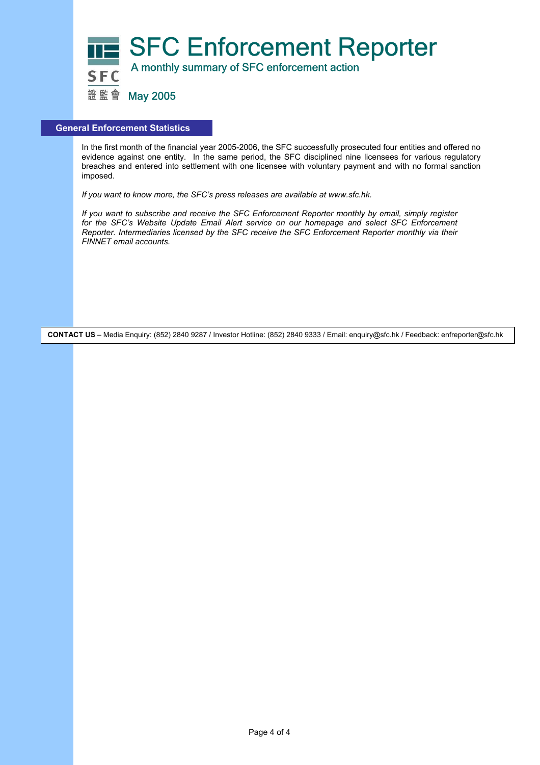# SFC Enforcement Reporter

A monthly summary of SFC enforcement action

May 2005

## General Enforcement Statistics

In the first month of the financial year 2005-2006, the SFC successfully prosecuted four entities and offered no evidence against one entity. In the same period, the SFC disciplined nine licensees for various regulatory breaches and entered into settlement with one licensee with voluntary payment and with no formal sanction imposed.

*If you want to know more, the SFC's press releases are available at www.sfc.hk.*

*If you want to subscribe and receive the SFC Enforcement Reporter monthly by email, simply register for the SFC's Website Update Email Alert service on our homepage and select SFC Enforcement Reporter. Intermediaries licensed by the SFC receive the SFC Enforcement Reporter monthly via their FINNET email accounts.*

**CONTACT US** – Media Enquiry: (852) 2840 9287 / Investor Hotline: (852) 2840 9333 / Email: enquiry@sfc.hk / Feedback: enfreporter@sfc.hk